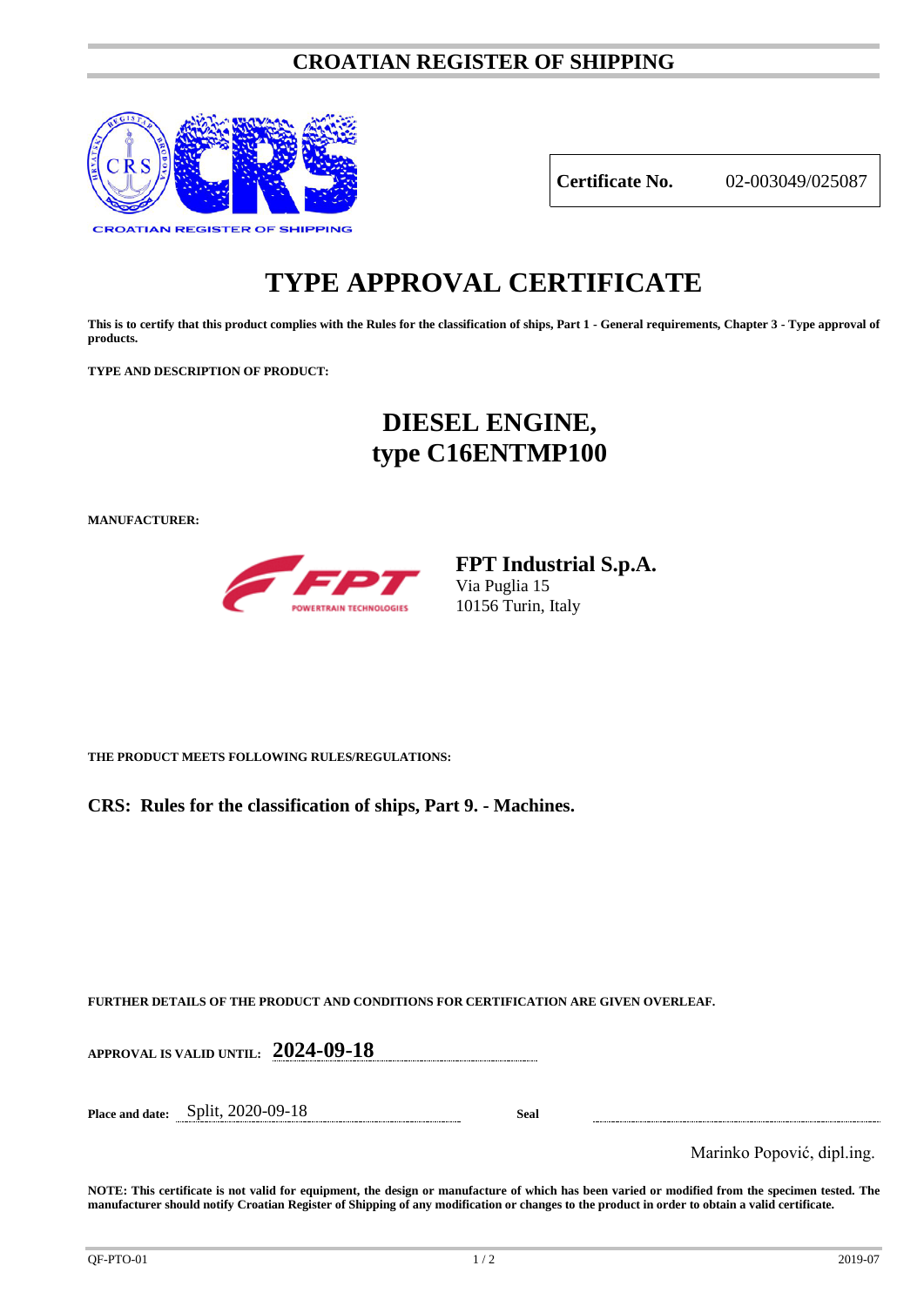# CROATIAN REGISTER OF SHIPPING

CROATIAN REGISTER OF SHIPPING

| **Certificate No.** | 02-003049/025087 |
|---|---|

# TYPE APPROVAL CERTIFICATE

**This is to certify that this product complies with the Rules for the classification of ships, Part 1 - General requirements, Chapter 3 - Type approval of products.**

**TYPE AND DESCRIPTION OF PRODUCT:**

## DIESEL ENGINE,
## type C16ENTMP100

**MANUFACTURER:**

**FPT Industrial S.p.A.**
Via Puglia 15
10156 Turin, Italy

**THE PRODUCT MEETS FOLLOWING RULES/REGULATIONS:**

**CRS: Rules for the classification of ships, Part 9. - Machines.**

**FURTHER DETAILS OF THE PRODUCT AND CONDITIONS FOR CERTIFICATION ARE GIVEN OVERLEAF.**

**APPROVAL IS VALID UNTIL:** **2024-09-18**

**Place and date:** Split, 2020-09-18 **Seal**

Marinko Popović, dipl.ing.

**NOTE: This certificate is not valid for equipment, the design or manufacture of which has been varied or modified from the specimen tested. The manufacturer should notify Croatian Register of Shipping of any modification or changes to the product in order to obtain a valid certificate.**

QF-PTO-01 2019-07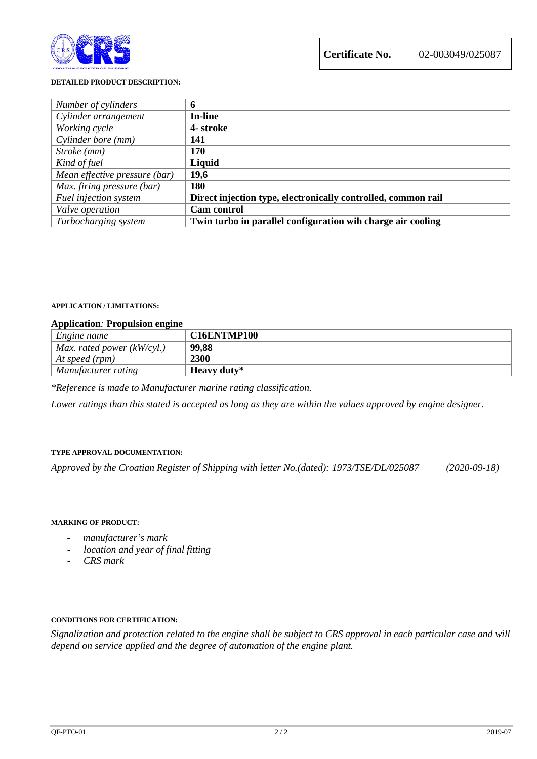**Certificate No.** 02-003049/025087

**DETAILED PRODUCT DESCRIPTION:**

| | |
|---|---|
| *Number of cylinders* | **6** |
| *Cylinder arrangement* | **In-line** |
| *Working cycle* | **4- stroke** |
| *Cylinder bore (mm)* | **141** |
| *Stroke (mm)* | **170** |
| *Kind of fuel* | **Liquid** |
| *Mean effective pressure (bar)* | **19,6** |
| *Max. firing pressure (bar)* | **180** |
| *Fuel injection system* | **Direct injection type, electronically controlled, common rail** |
| *Valve operation* | **Cam control** |
| *Turbocharging system* | **Twin turbo in parallel configuration wih charge air cooling** |

**APPLICATION / LIMITATIONS:**

**Application*:* Propulsion engine**

| | |
|---|---|
| *Engine name* | **C16ENTMP100** |
| *Max. rated power (kW/cyl.)* | **99,88** |
| *At speed (rpm)* | **2300** |
| *Manufacturer rating* | **Heavy duty*** |

**Reference is made to Manufacturer marine rating classification.*

*Lower ratings than this stated is accepted as long as they are within the values approved by engine designer.*

**TYPE APPROVAL DOCUMENTATION:**

*Approved by the Croatian Register of Shipping with letter No.(dated): 1973/TSE/DL/025087 (2020-09-18)*

**MARKING OF PRODUCT:**

- *manufacturer's mark*
- *location and year of final fitting*
- *CRS mark*

**CONDITIONS FOR CERTIFICATION:**

*Signalization and protection related to the engine shall be subject to CRS approval in each particular case and will depend on service applied and the degree of automation of the engine plant.*